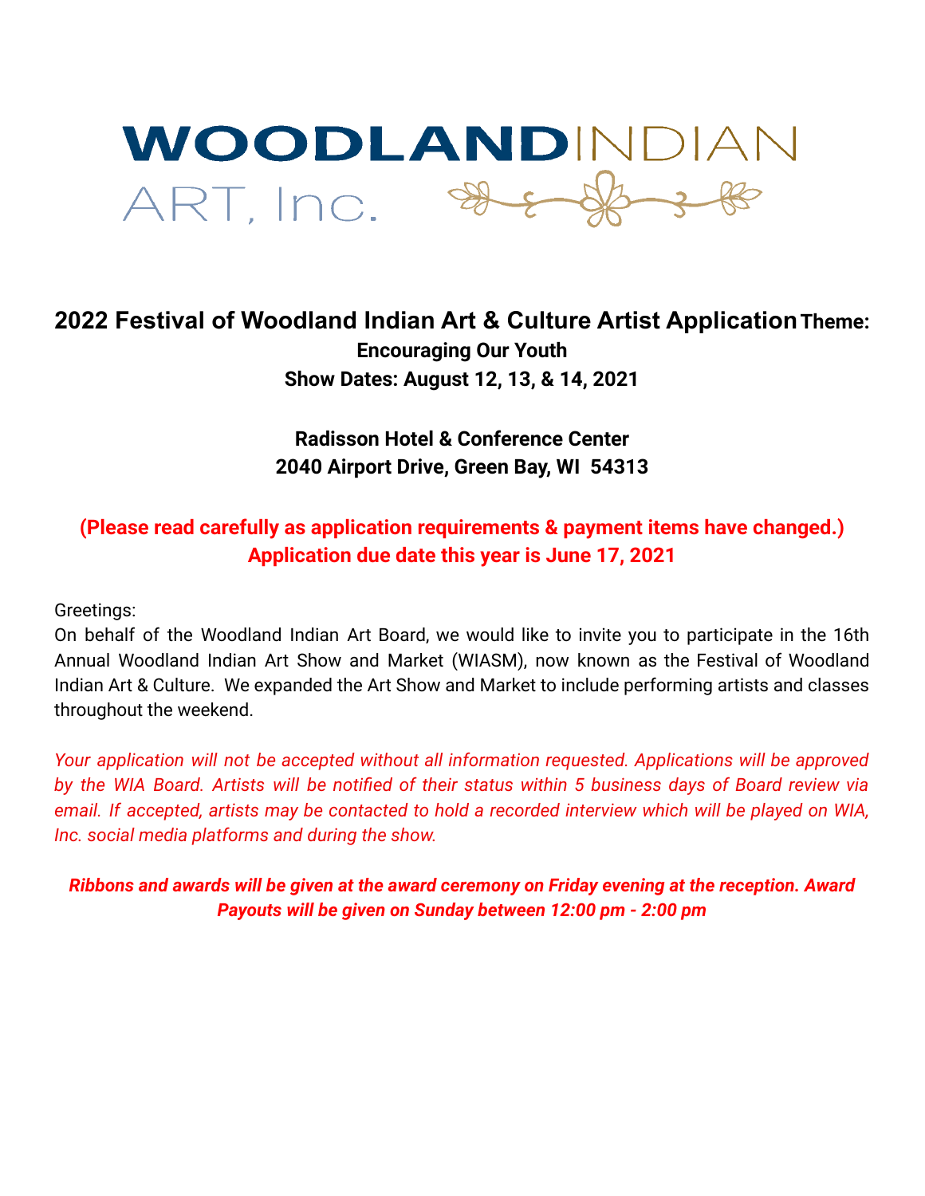# WOODLAND INDIAN ART, Inc.

## 2022 Festival of Woodland Indian Art & Culture Artist Application

**Theme: Encouraging Our Youth**

**Show Dates: August 12, 13, & 14, 2021**

**Radisson Hotel & Conference Center**
**2040 Airport Drive, Green Bay, WI 54313**

**(Please read carefully as application requirements & payment items have changed.)**
**Application due date this year is June 17, 2021**

Greetings:

On behalf of the Woodland Indian Art Board, we would like to invite you to participate in the 16th Annual Woodland Indian Art Show and Market (WIASM), now known as the Festival of Woodland Indian Art & Culture. We expanded the Art Show and Market to include performing artists and classes throughout the weekend.

*Your application will not be accepted without all information requested. Applications will be approved by the WIA Board. Artists will be notified of their status within 5 business days of Board review via email. If accepted, artists may be contacted to hold a recorded interview which will be played on WIA, Inc. social media platforms and during the show.*

***Ribbons and awards will be given at the award ceremony on Friday evening at the reception. Award Payouts will be given on Sunday between 12:00 pm - 2:00 pm***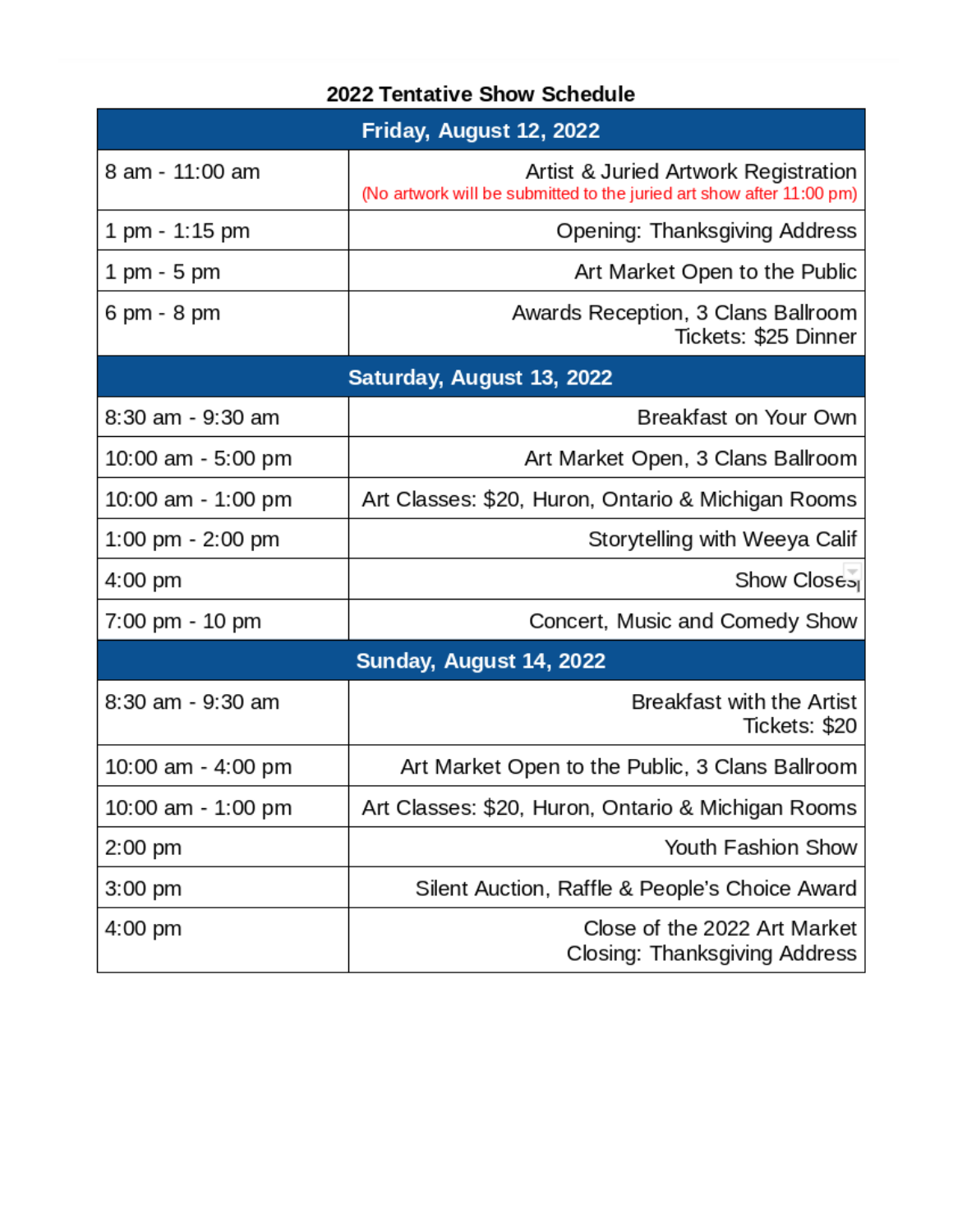## 2022 Tentative Show Schedule

| Friday, August 12, 2022 | |
|---|---|
| 8 am - 11:00 am | Artist & Juried Artwork Registration<br>(No artwork will be submitted to the juried art show after 11:00 pm) |
| 1 pm - 1:15 pm | Opening: Thanksgiving Address |
| 1 pm - 5 pm | Art Market Open to the Public |
| 6 pm - 8 pm | Awards Reception, 3 Clans Ballroom<br>Tickets: $25 Dinner |
| **Saturday, August 13, 2022** | |
| 8:30 am - 9:30 am | Breakfast on Your Own |
| 10:00 am - 5:00 pm | Art Market Open, 3 Clans Ballroom |
| 10:00 am - 1:00 pm | Art Classes: $20, Huron, Ontario & Michigan Rooms |
| 1:00 pm - 2:00 pm | Storytelling with Weeya Calif |
| 4:00 pm | Show Closes |
| 7:00 pm - 10 pm | Concert, Music and Comedy Show |
| **Sunday, August 14, 2022** | |
| 8:30 am - 9:30 am | Breakfast with the Artist<br>Tickets: $20 |
| 10:00 am - 4:00 pm | Art Market Open to the Public, 3 Clans Ballroom |
| 10:00 am - 1:00 pm | Art Classes: $20, Huron, Ontario & Michigan Rooms |
| 2:00 pm | Youth Fashion Show |
| 3:00 pm | Silent Auction, Raffle & People's Choice Award |
| 4:00 pm | Close of the 2022 Art Market<br>Closing: Thanksgiving Address |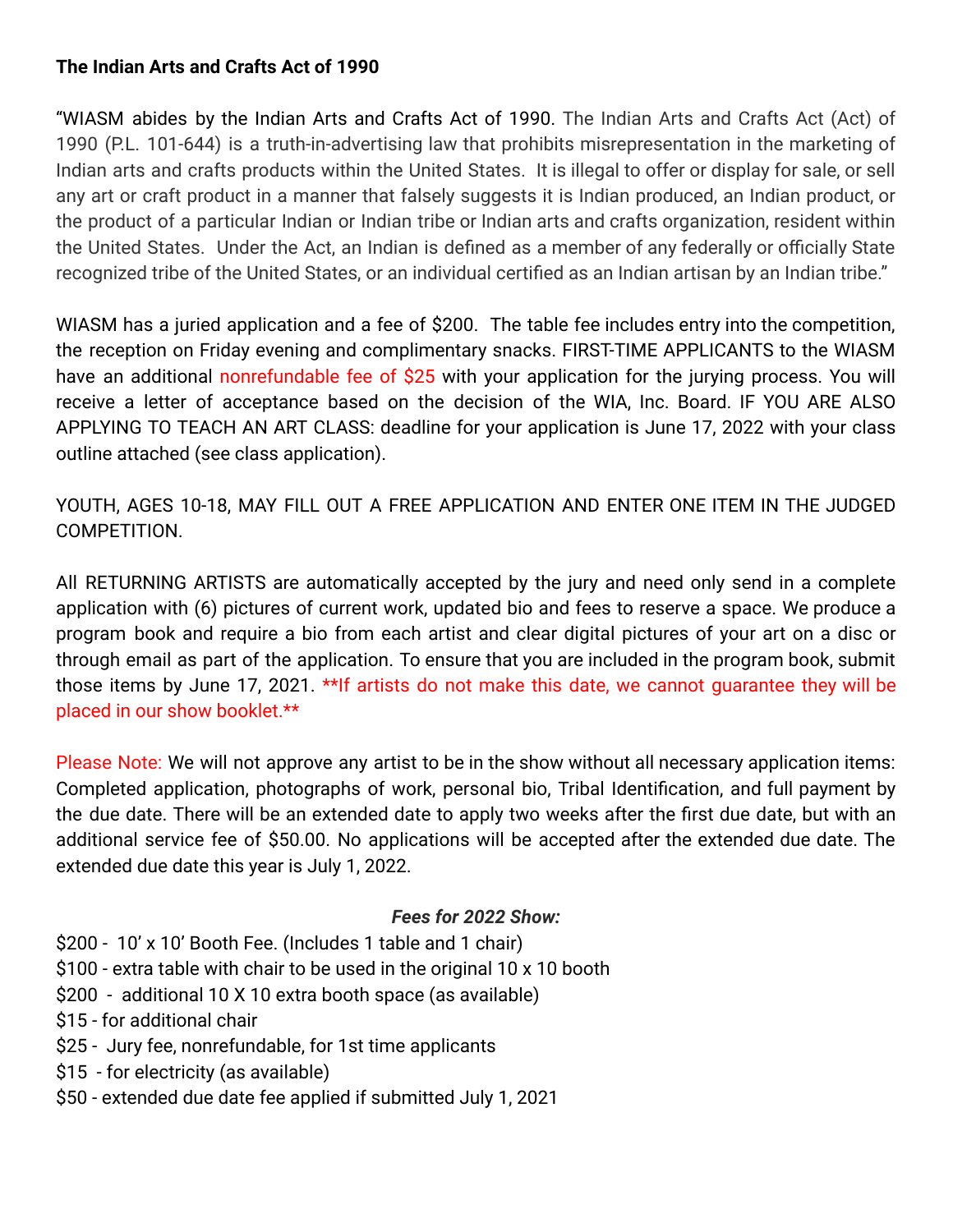**The Indian Arts and Crafts Act of 1990**

"WIASM abides by the Indian Arts and Crafts Act of 1990. The Indian Arts and Crafts Act (Act) of 1990 (P.L. 101-644) is a truth-in-advertising law that prohibits misrepresentation in the marketing of Indian arts and crafts products within the United States. It is illegal to offer or display for sale, or sell any art or craft product in a manner that falsely suggests it is Indian produced, an Indian product, or the product of a particular Indian or Indian tribe or Indian arts and crafts organization, resident within the United States. Under the Act, an Indian is defined as a member of any federally or officially State recognized tribe of the United States, or an individual certified as an Indian artisan by an Indian tribe."

WIASM has a juried application and a fee of $200. The table fee includes entry into the competition, the reception on Friday evening and complimentary snacks. FIRST-TIME APPLICANTS to the WIASM have an additional nonrefundable fee of $25 with your application for the jurying process. You will receive a letter of acceptance based on the decision of the WIA, Inc. Board. IF YOU ARE ALSO APPLYING TO TEACH AN ART CLASS: deadline for your application is June 17, 2022 with your class outline attached (see class application).

YOUTH, AGES 10-18, MAY FILL OUT A FREE APPLICATION AND ENTER ONE ITEM IN THE JUDGED COMPETITION.

All RETURNING ARTISTS are automatically accepted by the jury and need only send in a complete application with (6) pictures of current work, updated bio and fees to reserve a space. We produce a program book and require a bio from each artist and clear digital pictures of your art on a disc or through email as part of the application. To ensure that you are included in the program book, submit those items by June 17, 2021. **If artists do not make this date, we cannot guarantee they will be placed in our show booklet.**

Please Note: We will not approve any artist to be in the show without all necessary application items: Completed application, photographs of work, personal bio, Tribal Identification, and full payment by the due date. There will be an extended date to apply two weeks after the first due date, but with an additional service fee of $50.00. No applications will be accepted after the extended due date. The extended due date this year is July 1, 2022.

***Fees for 2022 Show:***

$200 - 10' x 10' Booth Fee. (Includes 1 table and 1 chair)
$100 - extra table with chair to be used in the original 10 x 10 booth
$200 - additional 10 X 10 extra booth space (as available)
$15 - for additional chair
$25 - Jury fee, nonrefundable, for 1st time applicants
$15 - for electricity (as available)
$50 - extended due date fee applied if submitted July 1, 2021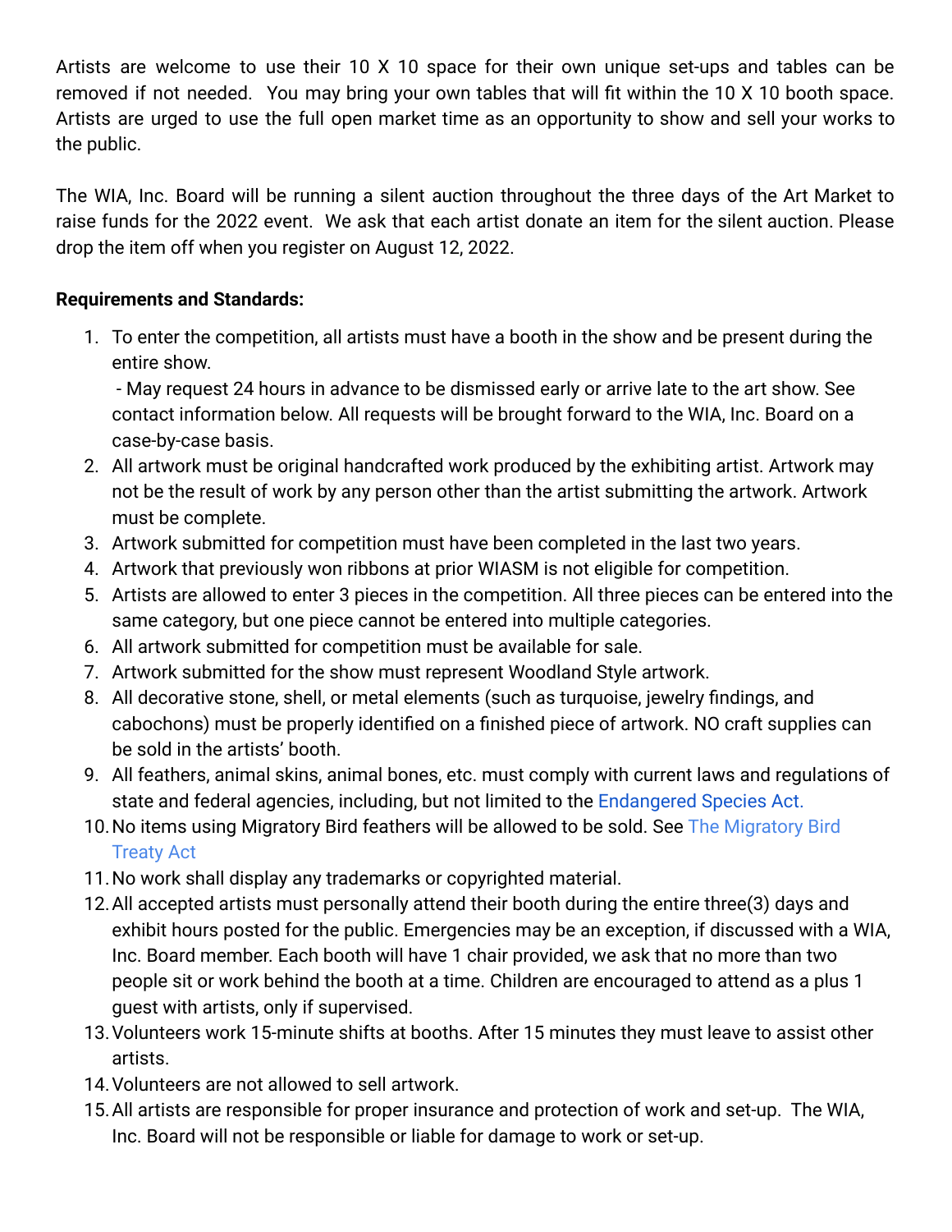Artists are welcome to use their 10 X 10 space for their own unique set-ups and tables can be removed if not needed. You may bring your own tables that will fit within the 10 X 10 booth space. Artists are urged to use the full open market time as an opportunity to show and sell your works to the public.

The WIA, Inc. Board will be running a silent auction throughout the three days of the Art Market to raise funds for the 2022 event. We ask that each artist donate an item for the silent auction. Please drop the item off when you register on August 12, 2022.

**Requirements and Standards:**

1. To enter the competition, all artists must have a booth in the show and be present during the entire show.
   - May request 24 hours in advance to be dismissed early or arrive late to the art show. See contact information below. All requests will be brought forward to the WIA, Inc. Board on a case-by-case basis.
2. All artwork must be original handcrafted work produced by the exhibiting artist. Artwork may not be the result of work by any person other than the artist submitting the artwork. Artwork must be complete.
3. Artwork submitted for competition must have been completed in the last two years.
4. Artwork that previously won ribbons at prior WIASM is not eligible for competition.
5. Artists are allowed to enter 3 pieces in the competition. All three pieces can be entered into the same category, but one piece cannot be entered into multiple categories.
6. All artwork submitted for competition must be available for sale.
7. Artwork submitted for the show must represent Woodland Style artwork.
8. All decorative stone, shell, or metal elements (such as turquoise, jewelry findings, and cabochons) must be properly identified on a finished piece of artwork. NO craft supplies can be sold in the artists' booth.
9. All feathers, animal skins, animal bones, etc. must comply with current laws and regulations of state and federal agencies, including, but not limited to the Endangered Species Act.
10. No items using Migratory Bird feathers will be allowed to be sold. See The Migratory Bird Treaty Act
11. No work shall display any trademarks or copyrighted material.
12. All accepted artists must personally attend their booth during the entire three(3) days and exhibit hours posted for the public. Emergencies may be an exception, if discussed with a WIA, Inc. Board member. Each booth will have 1 chair provided, we ask that no more than two people sit or work behind the booth at a time. Children are encouraged to attend as a plus 1 guest with artists, only if supervised.
13. Volunteers work 15-minute shifts at booths. After 15 minutes they must leave to assist other artists.
14. Volunteers are not allowed to sell artwork.
15. All artists are responsible for proper insurance and protection of work and set-up. The WIA, Inc. Board will not be responsible or liable for damage to work or set-up.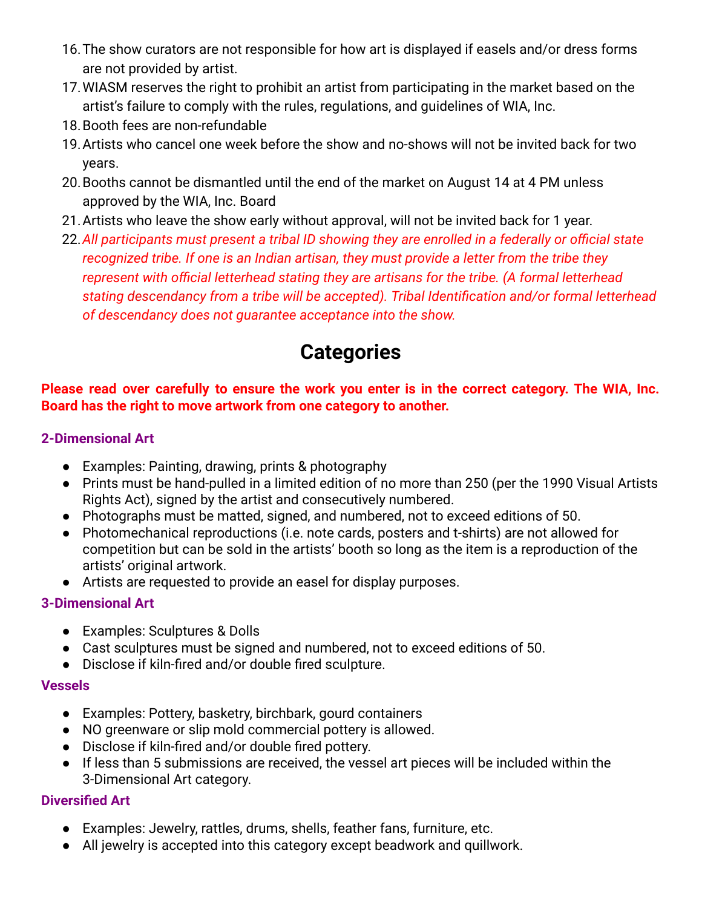16. The show curators are not responsible for how art is displayed if easels and/or dress forms are not provided by artist.
17. WIASM reserves the right to prohibit an artist from participating in the market based on the artist's failure to comply with the rules, regulations, and guidelines of WIA, Inc.
18. Booth fees are non-refundable
19. Artists who cancel one week before the show and no-shows will not be invited back for two years.
20. Booths cannot be dismantled until the end of the market on August 14 at 4 PM unless approved by the WIA, Inc. Board
21. Artists who leave the show early without approval, will not be invited back for 1 year.
22. *All participants must present a tribal ID showing they are enrolled in a federally or official state recognized tribe. If one is an Indian artisan, they must provide a letter from the tribe they represent with official letterhead stating they are artisans for the tribe. (A formal letterhead stating descendancy from a tribe will be accepted). Tribal Identification and/or formal letterhead of descendancy does not guarantee acceptance into the show.*

# Categories

**Please read over carefully to ensure the work you enter is in the correct category. The WIA, Inc. Board has the right to move artwork from one category to another.**

### 2-Dimensional Art

- Examples: Painting, drawing, prints & photography
- Prints must be hand-pulled in a limited edition of no more than 250 (per the 1990 Visual Artists Rights Act), signed by the artist and consecutively numbered.
- Photographs must be matted, signed, and numbered, not to exceed editions of 50.
- Photomechanical reproductions (i.e. note cards, posters and t-shirts) are not allowed for competition but can be sold in the artists' booth so long as the item is a reproduction of the artists' original artwork.
- Artists are requested to provide an easel for display purposes.

### 3-Dimensional Art

- Examples: Sculptures & Dolls
- Cast sculptures must be signed and numbered, not to exceed editions of 50.
- Disclose if kiln-fired and/or double fired sculpture.

### Vessels

- Examples: Pottery, basketry, birchbark, gourd containers
- NO greenware or slip mold commercial pottery is allowed.
- Disclose if kiln-fired and/or double fired pottery.
- If less than 5 submissions are received, the vessel art pieces will be included within the 3-Dimensional Art category.

### Diversified Art

- Examples: Jewelry, rattles, drums, shells, feather fans, furniture, etc.
- All jewelry is accepted into this category except beadwork and quillwork.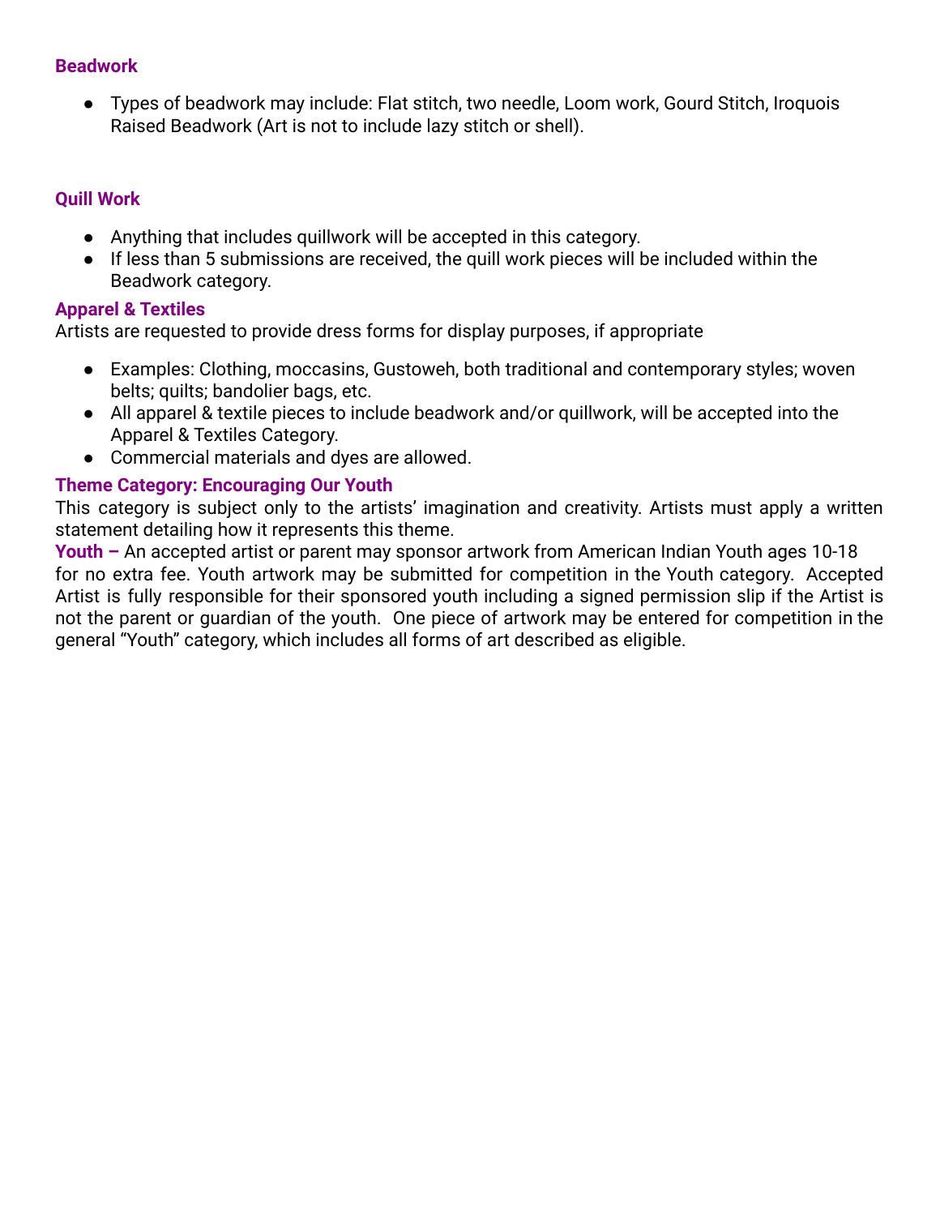### Beadwork

- Types of beadwork may include: Flat stitch, two needle, Loom work, Gourd Stitch, Iroquois Raised Beadwork (Art is not to include lazy stitch or shell).

### Quill Work

- Anything that includes quillwork will be accepted in this category.
- If less than 5 submissions are received, the quill work pieces will be included within the Beadwork category.

### Apparel & Textiles

Artists are requested to provide dress forms for display purposes, if appropriate

- Examples: Clothing, moccasins, Gustoweh, both traditional and contemporary styles; woven belts; quilts; bandolier bags, etc.
- All apparel & textile pieces to include beadwork and/or quillwork, will be accepted into the Apparel & Textiles Category.
- Commercial materials and dyes are allowed.

### Theme Category: Encouraging Our Youth

This category is subject only to the artists' imagination and creativity. Artists must apply a written statement detailing how it represents this theme.

**Youth –** An accepted artist or parent may sponsor artwork from American Indian Youth ages 10-18 for no extra fee. Youth artwork may be submitted for competition in the Youth category. Accepted Artist is fully responsible for their sponsored youth including a signed permission slip if the Artist is not the parent or guardian of the youth. One piece of artwork may be entered for competition in the general "Youth" category, which includes all forms of art described as eligible.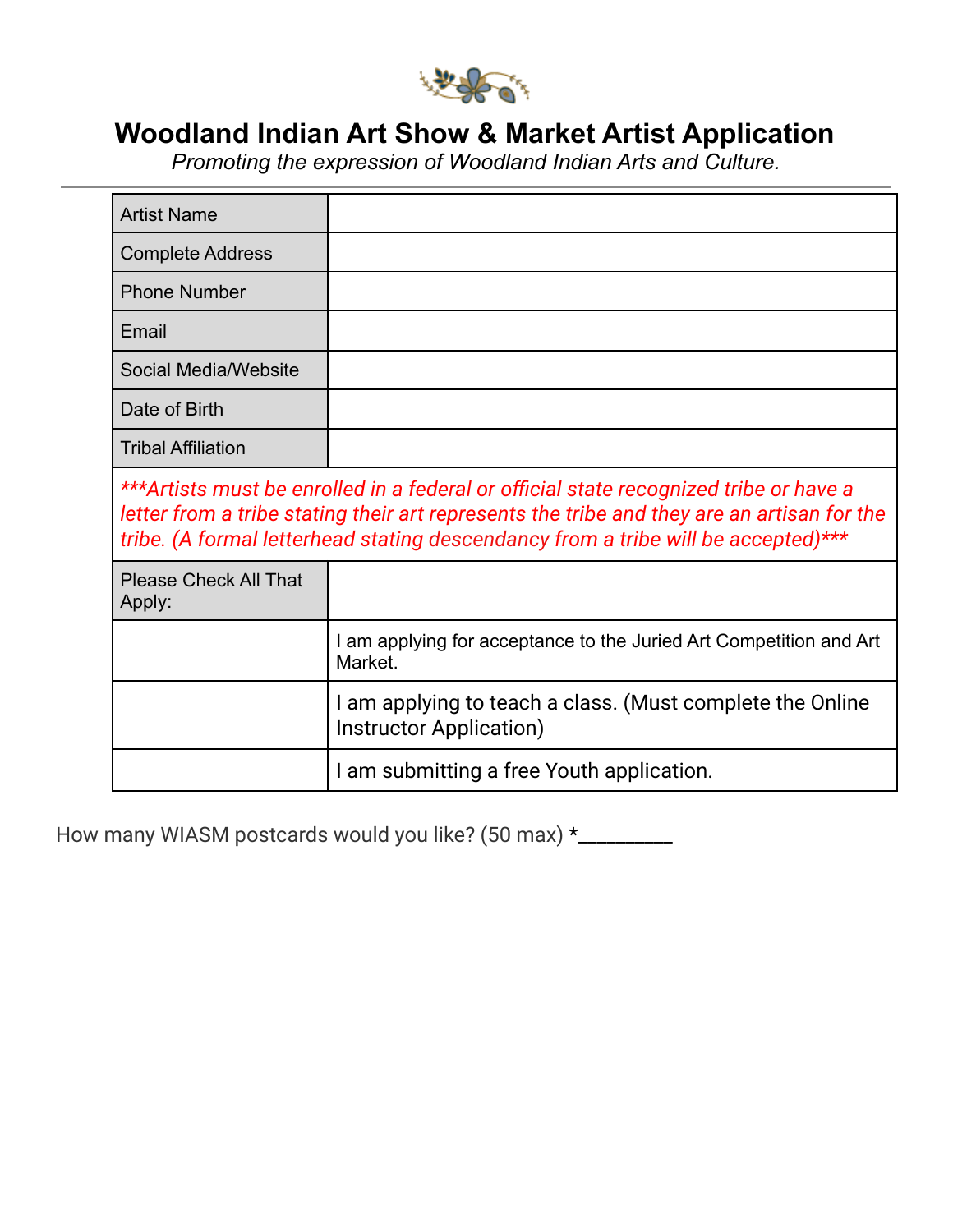# Woodland Indian Art Show & Market Artist Application

*Promoting the expression of Woodland Indian Arts and Culture.*

---

| Artist Name | |
|---|---|
| Complete Address | |
| Phone Number | |
| Email | |
| Social Media/Website | |
| Date of Birth | |
| Tribal Affiliation | |
| ****Artists must be enrolled in a federal or official state recognized tribe or have a letter from a tribe stating their art represents the tribe and they are an artisan for the tribe. (A formal letterhead stating descendancy from a tribe will be accepted)**** | |
| Please Check All That Apply: | |
| | I am applying for acceptance to the Juried Art Competition and Art Market. |
| | I am applying to teach a class. (Must complete the Online Instructor Application) |
| | I am submitting a free Youth application. |

How many WIASM postcards would you like? (50 max) *_________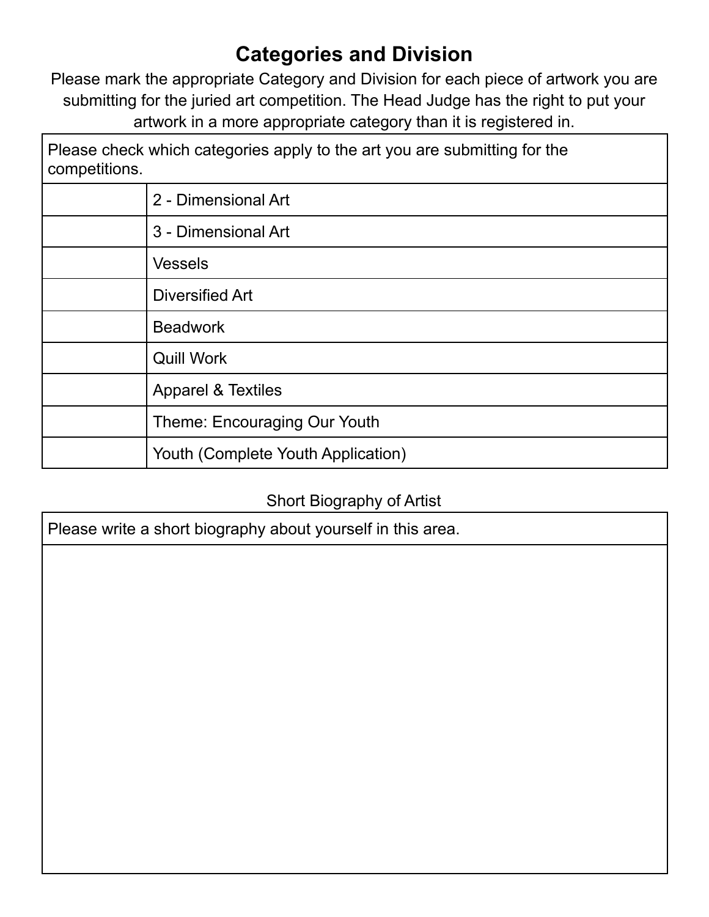# Categories and Division

Please mark the appropriate Category and Division for each piece of artwork you are submitting for the juried art competition. The Head Judge has the right to put your artwork in a more appropriate category than it is registered in.

| Please check which categories apply to the art you are submitting for the competitions. | |
|---|---|
| | 2 - Dimensional Art |
| | 3 - Dimensional Art |
| | Vessels |
| | Diversified Art |
| | Beadwork |
| | Quill Work |
| | Apparel & Textiles |
| | Theme: Encouraging Our Youth |
| | Youth (Complete Youth Application) |

Short Biography of Artist

| Please write a short biography about yourself in this area. |
|---|
| |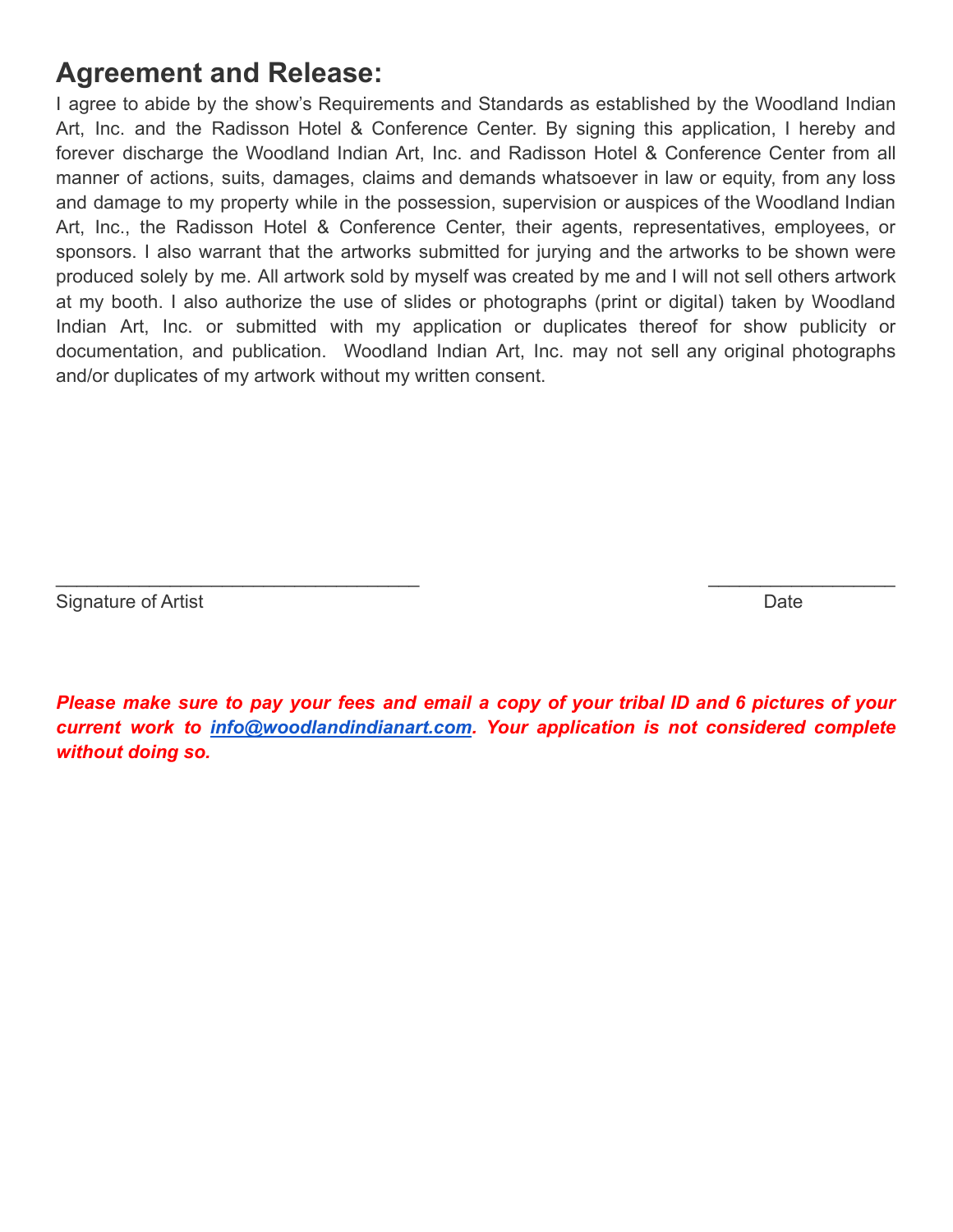## Agreement and Release:

I agree to abide by the show's Requirements and Standards as established by the Woodland Indian Art, Inc. and the Radisson Hotel & Conference Center. By signing this application, I hereby and forever discharge the Woodland Indian Art, Inc. and Radisson Hotel & Conference Center from all manner of actions, suits, damages, claims and demands whatsoever in law or equity, from any loss and damage to my property while in the possession, supervision or auspices of the Woodland Indian Art, Inc., the Radisson Hotel & Conference Center, their agents, representatives, employees, or sponsors. I also warrant that the artworks submitted for jurying and the artworks to be shown were produced solely by me. All artwork sold by myself was created by me and I will not sell others artwork at my booth. I also authorize the use of slides or photographs (print or digital) taken by Woodland Indian Art, Inc. or submitted with my application or duplicates thereof for show publicity or documentation, and publication. Woodland Indian Art, Inc. may not sell any original photographs and/or duplicates of my artwork without my written consent.

___________________________________ ___________________

Signature of Artist Date

***Please make sure to pay your fees and email a copy of your tribal ID and 6 pictures of your current work to [info@woodlandindianart.com](mailto:info@woodlandindianart.com). Your application is not considered complete without doing so.***